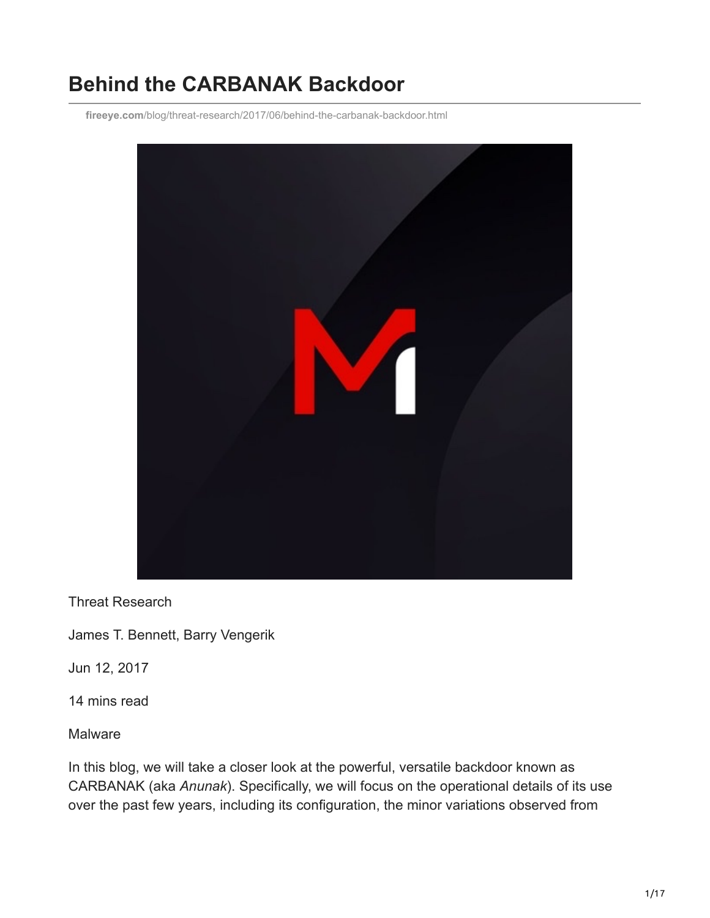# Behind the CARBANAK Backdoor

fireeye.com/blog/threat-research/2017/06/behind-the-carbanak-backdoor.html

Threat Research

James T. Bennett, Barry Vengerik

Jun 12, 2017

14 mins read

Malware

In this blog, we will take a closer look at the powerful, versatile backdoor known as CARBANAK (aka *Anunak*). Specifically, we will focus on the operational details of its use over the past few years, including its configuration, the minor variations observed from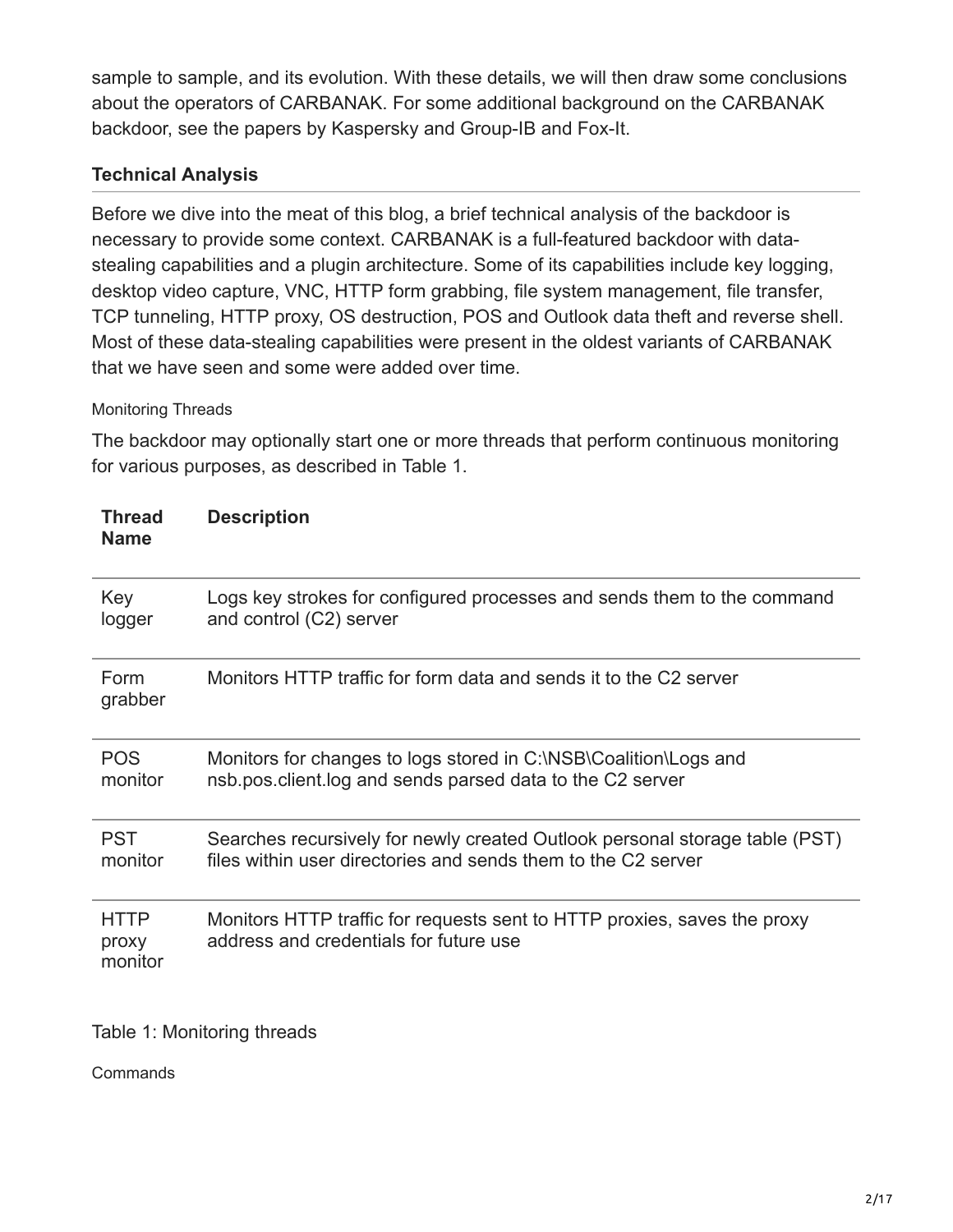sample to sample, and its evolution. With these details, we will then draw some conclusions about the operators of CARBANAK. For some additional background on the CARBANAK backdoor, see the papers by Kaspersky and Group-IB and Fox-It.

## Technical Analysis

Before we dive into the meat of this blog, a brief technical analysis of the backdoor is necessary to provide some context. CARBANAK is a full-featured backdoor with data-stealing capabilities and a plugin architecture. Some of its capabilities include key logging, desktop video capture, VNC, HTTP form grabbing, file system management, file transfer, TCP tunneling, HTTP proxy, OS destruction, POS and Outlook data theft and reverse shell. Most of these data-stealing capabilities were present in the oldest variants of CARBANAK that we have seen and some were added over time.

### Monitoring Threads

The backdoor may optionally start one or more threads that perform continuous monitoring for various purposes, as described in Table 1.

| Thread Name | Description |
|---|---|
| Key logger | Logs key strokes for configured processes and sends them to the command and control (C2) server |
| Form grabber | Monitors HTTP traffic for form data and sends it to the C2 server |
| POS monitor | Monitors for changes to logs stored in C:\NSB\Coalition\Logs and nsb.pos.client.log and sends parsed data to the C2 server |
| PST monitor | Searches recursively for newly created Outlook personal storage table (PST) files within user directories and sends them to the C2 server |
| HTTP proxy monitor | Monitors HTTP traffic for requests sent to HTTP proxies, saves the proxy address and credentials for future use |

Table 1: Monitoring threads

### Commands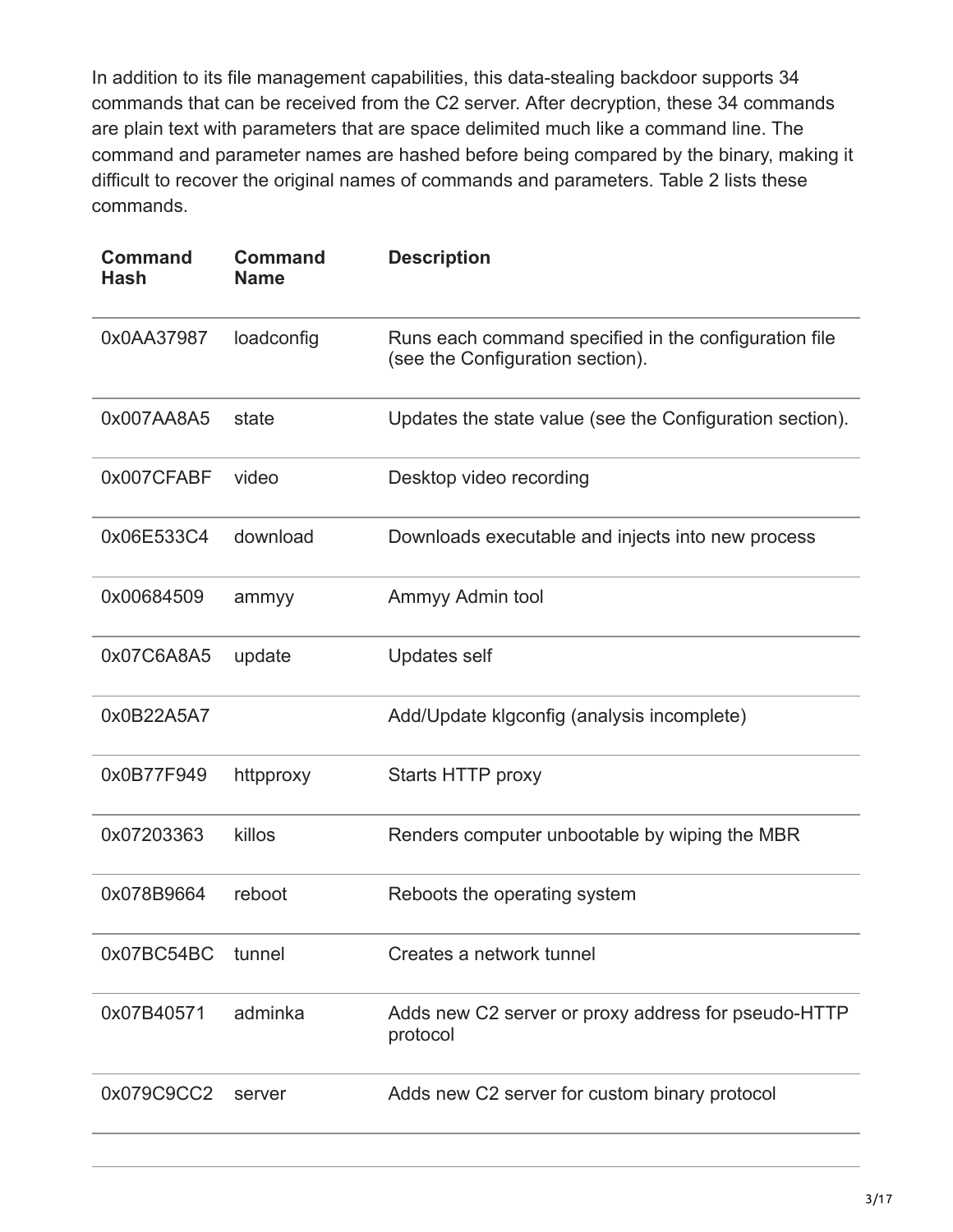In addition to its file management capabilities, this data-stealing backdoor supports 34 commands that can be received from the C2 server. After decryption, these 34 commands are plain text with parameters that are space delimited much like a command line. The command and parameter names are hashed before being compared by the binary, making it difficult to recover the original names of commands and parameters. Table 2 lists these commands.

| Command Hash | Command Name | Description |
|---|---|---|
| 0x0AA37987 | loadconfig | Runs each command specified in the configuration file (see the Configuration section). |
| 0x007AA8A5 | state | Updates the state value (see the Configuration section). |
| 0x007CFABF | video | Desktop video recording |
| 0x06E533C4 | download | Downloads executable and injects into new process |
| 0x00684509 | ammyy | Ammyy Admin tool |
| 0x07C6A8A5 | update | Updates self |
| 0x0B22A5A7 | | Add/Update klgconfig (analysis incomplete) |
| 0x0B77F949 | httpproxy | Starts HTTP proxy |
| 0x07203363 | killos | Renders computer unbootable by wiping the MBR |
| 0x078B9664 | reboot | Reboots the operating system |
| 0x07BC54BC | tunnel | Creates a network tunnel |
| 0x07B40571 | adminka | Adds new C2 server or proxy address for pseudo-HTTP protocol |
| 0x079C9CC2 | server | Adds new C2 server for custom binary protocol |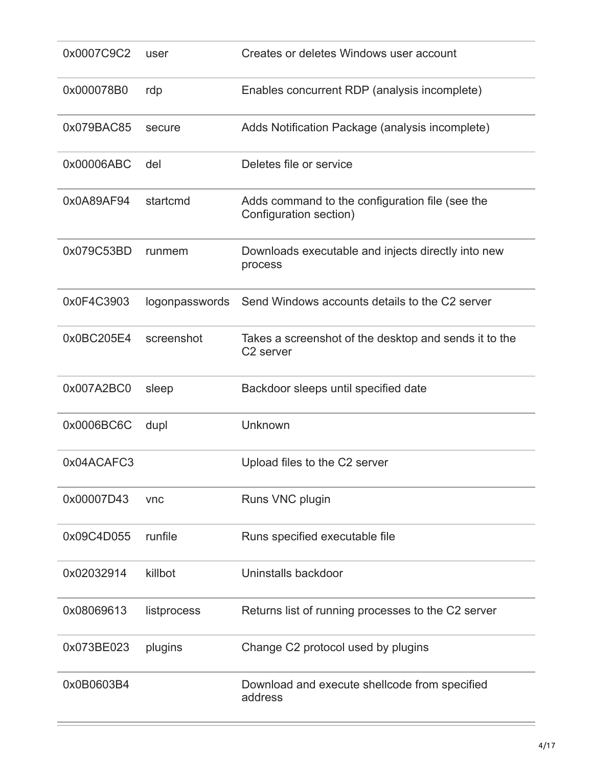| | | |
|---|---|---|
| 0x0007C9C2 | user | Creates or deletes Windows user account |
| 0x000078B0 | rdp | Enables concurrent RDP (analysis incomplete) |
| 0x079BAC85 | secure | Adds Notification Package (analysis incomplete) |
| 0x00006ABC | del | Deletes file or service |
| 0x0A89AF94 | startcmd | Adds command to the configuration file (see the Configuration section) |
| 0x079C53BD | runmem | Downloads executable and injects directly into new process |
| 0x0F4C3903 | logonpasswords | Send Windows accounts details to the C2 server |
| 0x0BC205E4 | screenshot | Takes a screenshot of the desktop and sends it to the C2 server |
| 0x007A2BC0 | sleep | Backdoor sleeps until specified date |
| 0x0006BC6C | dupl | Unknown |
| 0x04ACAFC3 | | Upload files to the C2 server |
| 0x00007D43 | vnc | Runs VNC plugin |
| 0x09C4D055 | runfile | Runs specified executable file |
| 0x02032914 | killbot | Uninstalls backdoor |
| 0x08069613 | listprocess | Returns list of running processes to the C2 server |
| 0x073BE023 | plugins | Change C2 protocol used by plugins |
| 0x0B0603B4 | | Download and execute shellcode from specified address |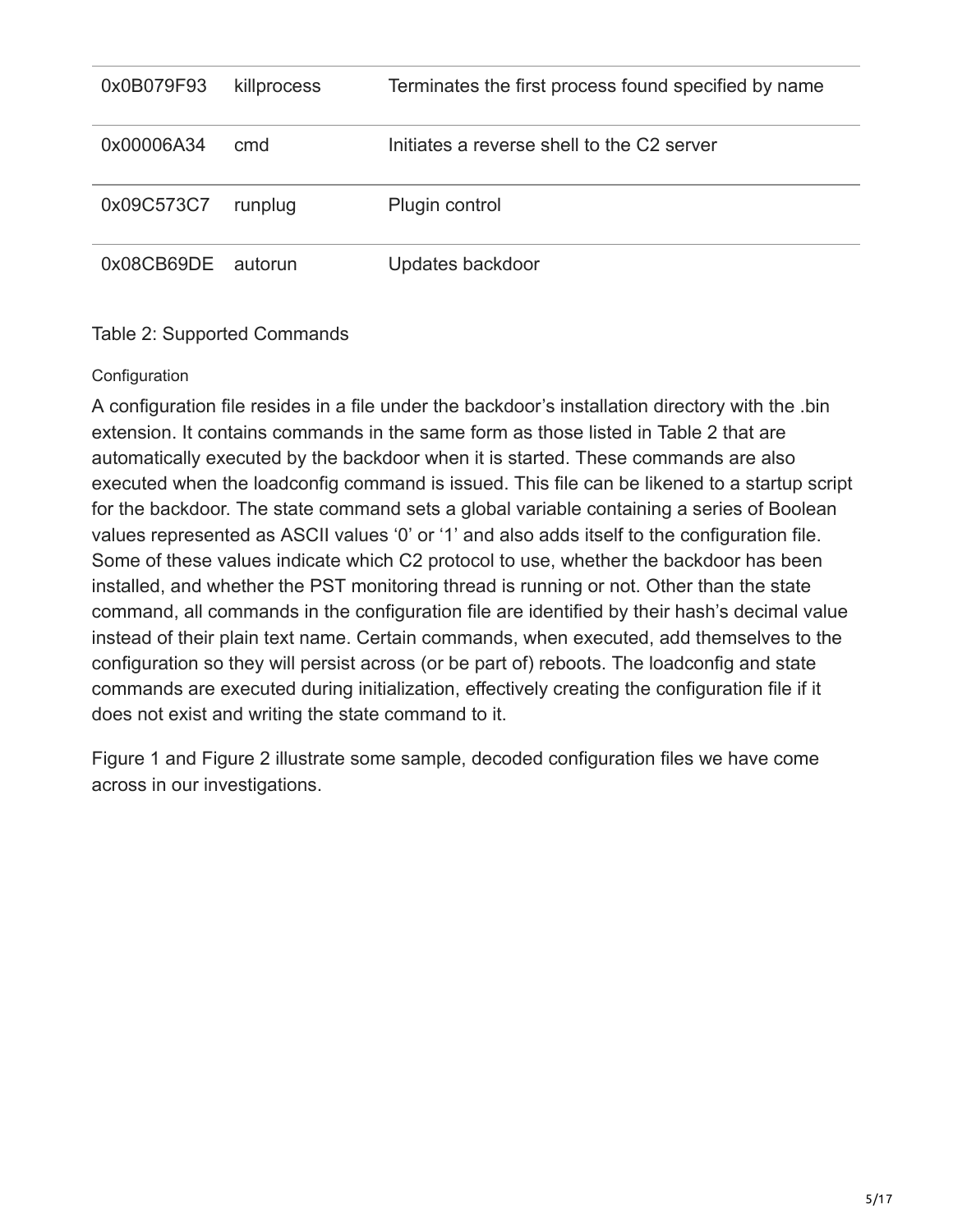| | | |
|---|---|---|
| 0x0B079F93 | killprocess | Terminates the first process found specified by name |
| 0x00006A34 | cmd | Initiates a reverse shell to the C2 server |
| 0x09C573C7 | runplug | Plugin control |
| 0x08CB69DE | autorun | Updates backdoor |

Table 2: Supported Commands

#### Configuration

A configuration file resides in a file under the backdoor's installation directory with the .bin extension. It contains commands in the same form as those listed in Table 2 that are automatically executed by the backdoor when it is started. These commands are also executed when the loadconfig command is issued. This file can be likened to a startup script for the backdoor. The state command sets a global variable containing a series of Boolean values represented as ASCII values '0' or '1' and also adds itself to the configuration file. Some of these values indicate which C2 protocol to use, whether the backdoor has been installed, and whether the PST monitoring thread is running or not. Other than the state command, all commands in the configuration file are identified by their hash's decimal value instead of their plain text name. Certain commands, when executed, add themselves to the configuration so they will persist across (or be part of) reboots. The loadconfig and state commands are executed during initialization, effectively creating the configuration file if it does not exist and writing the state command to it.

Figure 1 and Figure 2 illustrate some sample, decoded configuration files we have come across in our investigations.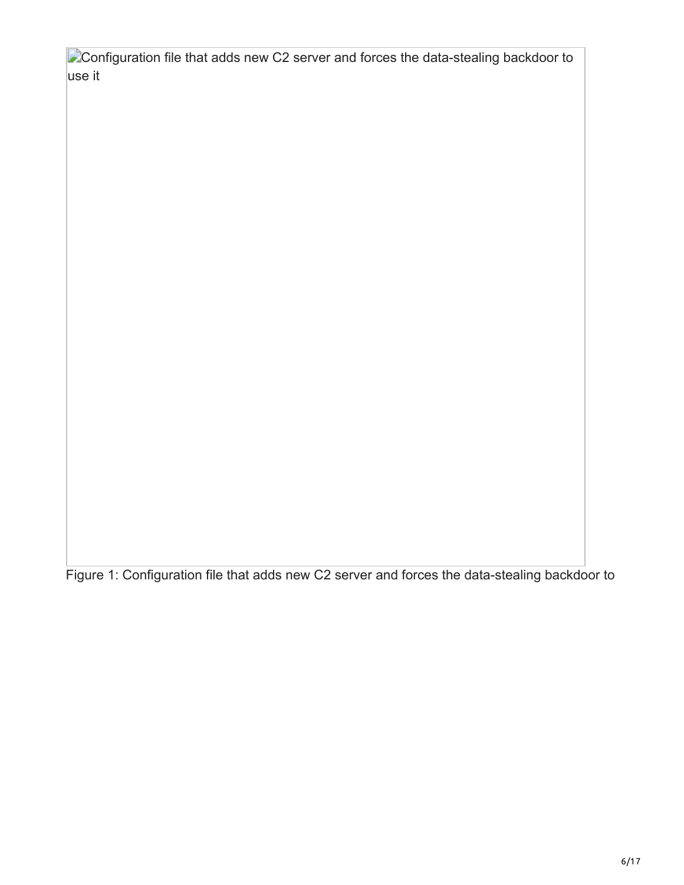Configuration file that adds new C2 server and forces the data-stealing backdoor to use it

Figure 1: Configuration file that adds new C2 server and forces the data-stealing backdoor to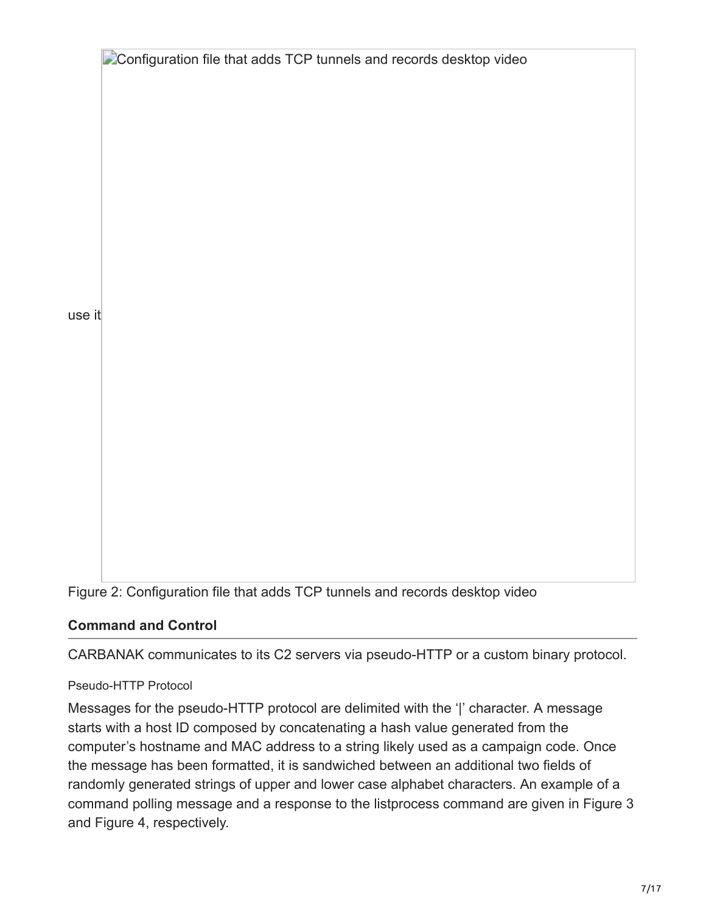use it

Figure 2: Configuration file that adds TCP tunnels and records desktop video

## Command and Control

CARBANAK communicates to its C2 servers via pseudo-HTTP or a custom binary protocol.

### Pseudo-HTTP Protocol

Messages for the pseudo-HTTP protocol are delimited with the '|' character. A message starts with a host ID composed by concatenating a hash value generated from the computer's hostname and MAC address to a string likely used as a campaign code. Once the message has been formatted, it is sandwiched between an additional two fields of randomly generated strings of upper and lower case alphabet characters. An example of a command polling message and a response to the listprocess command are given in Figure 3 and Figure 4, respectively.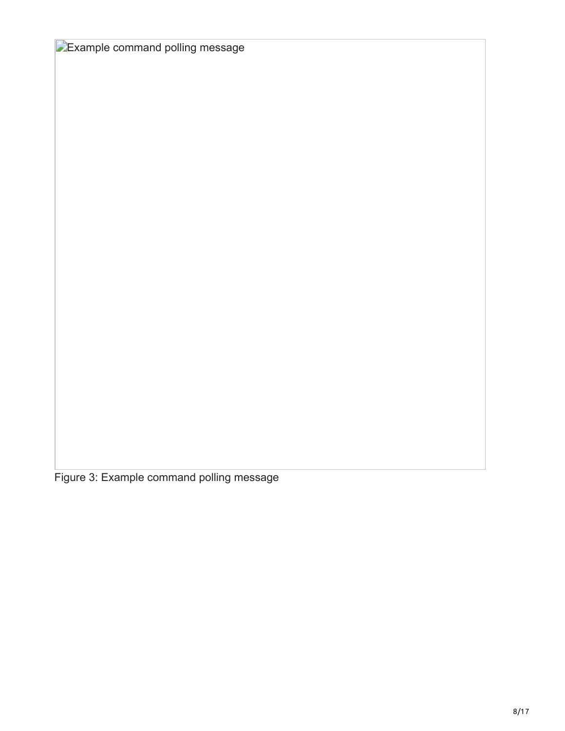Example command polling message

Figure 3: Example command polling message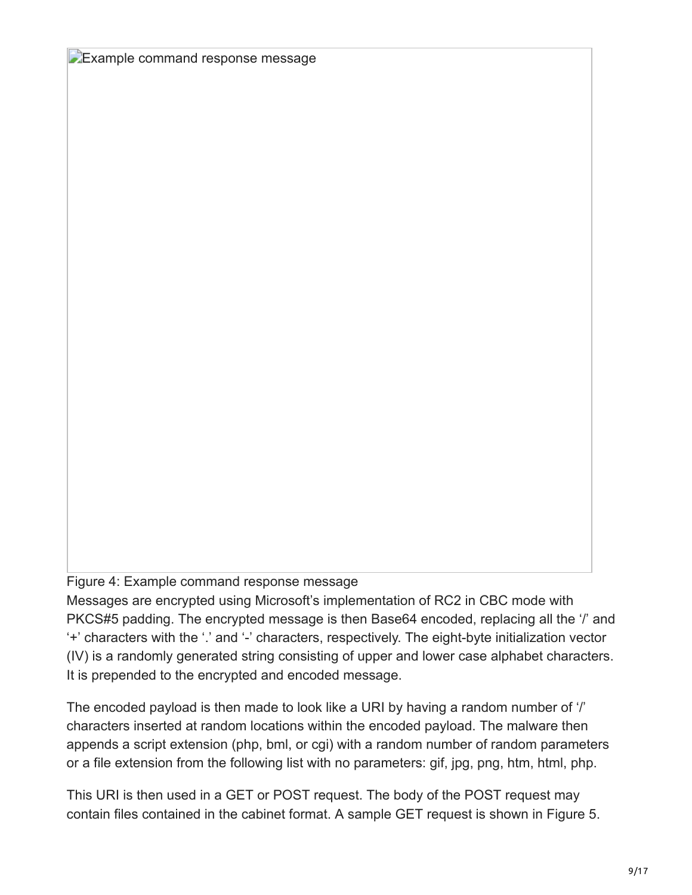Example command response message

Figure 4: Example command response message

Messages are encrypted using Microsoft's implementation of RC2 in CBC mode with PKCS#5 padding. The encrypted message is then Base64 encoded, replacing all the '/' and '+' characters with the '.' and '-' characters, respectively. The eight-byte initialization vector (IV) is a randomly generated string consisting of upper and lower case alphabet characters. It is prepended to the encrypted and encoded message.

The encoded payload is then made to look like a URI by having a random number of '/' characters inserted at random locations within the encoded payload. The malware then appends a script extension (php, bml, or cgi) with a random number of random parameters or a file extension from the following list with no parameters: gif, jpg, png, htm, html, php.

This URI is then used in a GET or POST request. The body of the POST request may contain files contained in the cabinet format. A sample GET request is shown in Figure 5.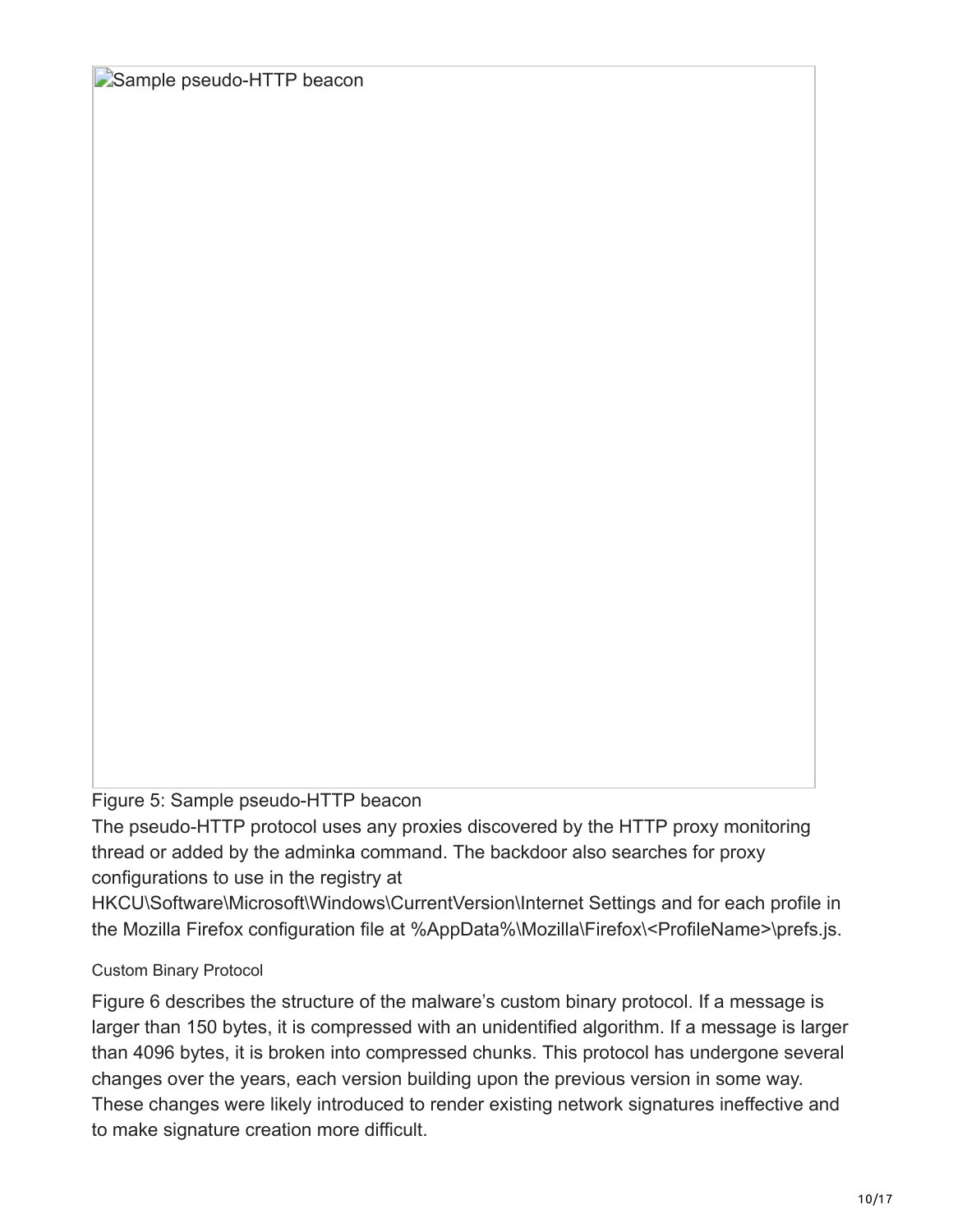Sample pseudo-HTTP beacon

Figure 5: Sample pseudo-HTTP beacon

The pseudo-HTTP protocol uses any proxies discovered by the HTTP proxy monitoring thread or added by the adminka command. The backdoor also searches for proxy configurations to use in the registry at HKCU\Software\Microsoft\Windows\CurrentVersion\Internet Settings and for each profile in the Mozilla Firefox configuration file at %AppData%\Mozilla\Firefox\<ProfileName>\prefs.js.

#### Custom Binary Protocol

Figure 6 describes the structure of the malware's custom binary protocol. If a message is larger than 150 bytes, it is compressed with an unidentified algorithm. If a message is larger than 4096 bytes, it is broken into compressed chunks. This protocol has undergone several changes over the years, each version building upon the previous version in some way. These changes were likely introduced to render existing network signatures ineffective and to make signature creation more difficult.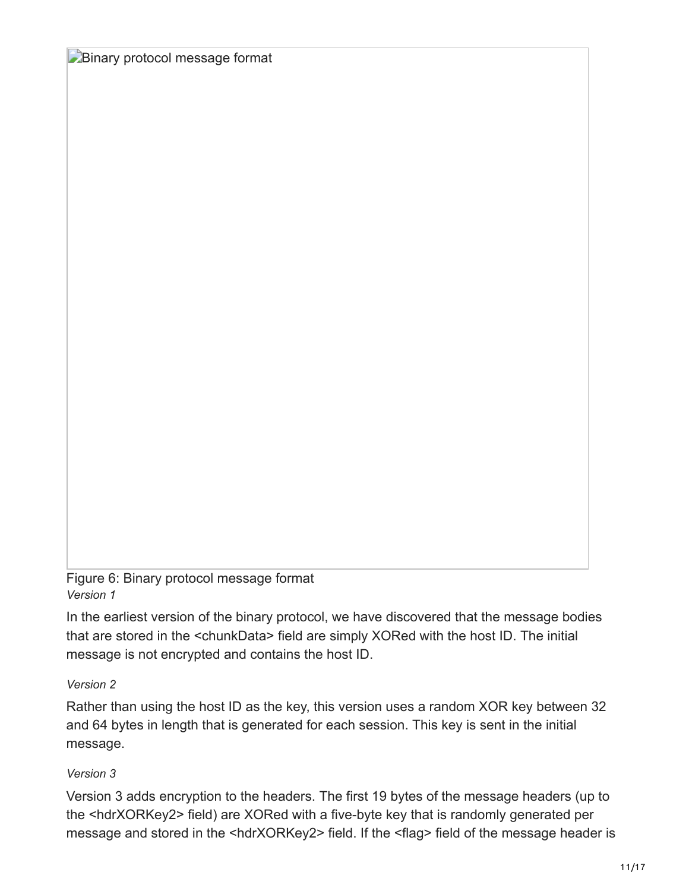Binary protocol message format

Figure 6: Binary protocol message format

*Version 1*

In the earliest version of the binary protocol, we have discovered that the message bodies that are stored in the <chunkData> field are simply XORed with the host ID. The initial message is not encrypted and contains the host ID.

*Version 2*

Rather than using the host ID as the key, this version uses a random XOR key between 32 and 64 bytes in length that is generated for each session. This key is sent in the initial message.

*Version 3*

Version 3 adds encryption to the headers. The first 19 bytes of the message headers (up to the <hdrXORKey2> field) are XORed with a five-byte key that is randomly generated per message and stored in the <hdrXORKey2> field. If the <flag> field of the message header is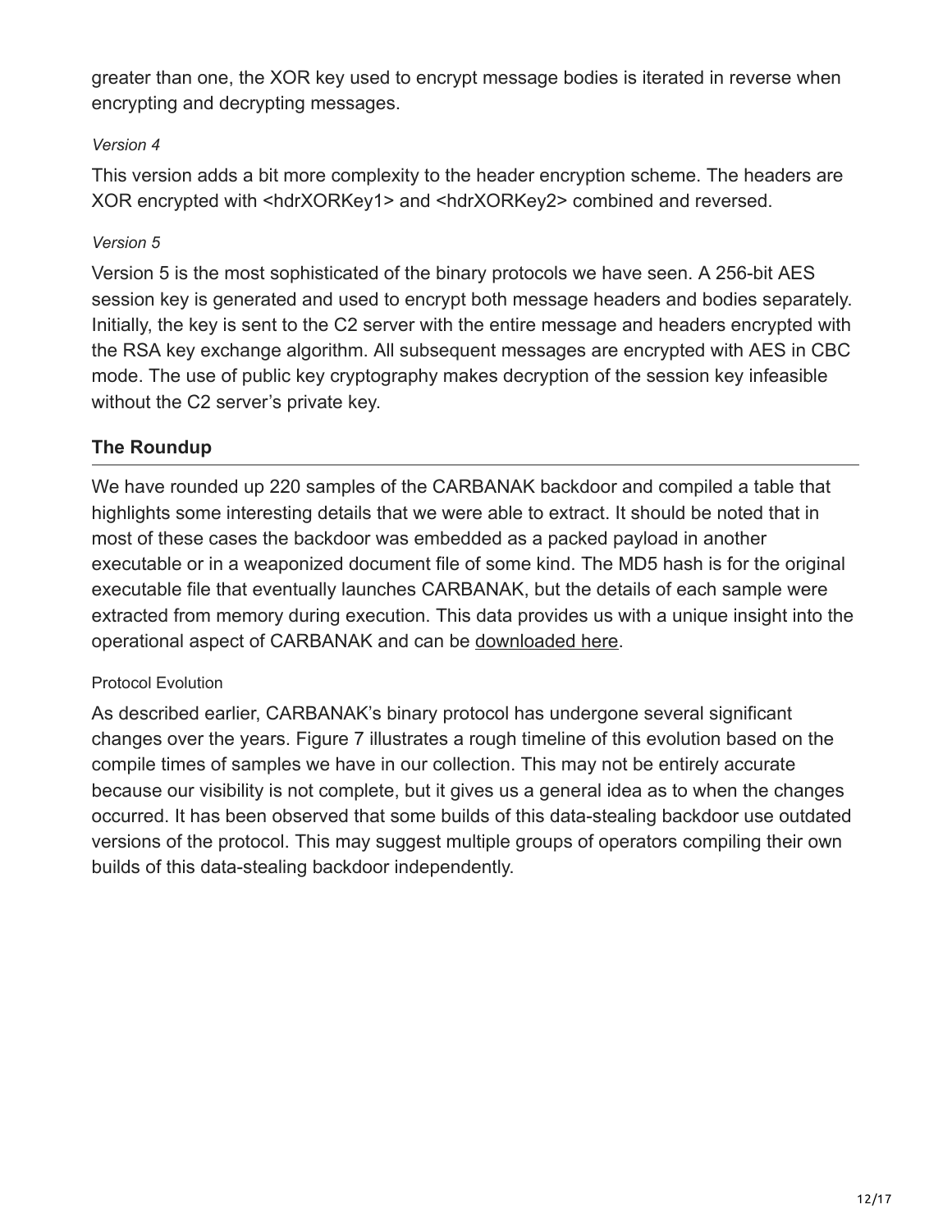greater than one, the XOR key used to encrypt message bodies is iterated in reverse when encrypting and decrypting messages.

*Version 4*

This version adds a bit more complexity to the header encryption scheme. The headers are XOR encrypted with <hdrXORKey1> and <hdrXORKey2> combined and reversed.

*Version 5*

Version 5 is the most sophisticated of the binary protocols we have seen. A 256-bit AES session key is generated and used to encrypt both message headers and bodies separately. Initially, the key is sent to the C2 server with the entire message and headers encrypted with the RSA key exchange algorithm. All subsequent messages are encrypted with AES in CBC mode. The use of public key cryptography makes decryption of the session key infeasible without the C2 server's private key.

## The Roundup

We have rounded up 220 samples of the CARBANAK backdoor and compiled a table that highlights some interesting details that we were able to extract. It should be noted that in most of these cases the backdoor was embedded as a packed payload in another executable or in a weaponized document file of some kind. The MD5 hash is for the original executable file that eventually launches CARBANAK, but the details of each sample were extracted from memory during execution. This data provides us with a unique insight into the operational aspect of CARBANAK and can be downloaded here.

### Protocol Evolution

As described earlier, CARBANAK's binary protocol has undergone several significant changes over the years. Figure 7 illustrates a rough timeline of this evolution based on the compile times of samples we have in our collection. This may not be entirely accurate because our visibility is not complete, but it gives us a general idea as to when the changes occurred. It has been observed that some builds of this data-stealing backdoor use outdated versions of the protocol. This may suggest multiple groups of operators compiling their own builds of this data-stealing backdoor independently.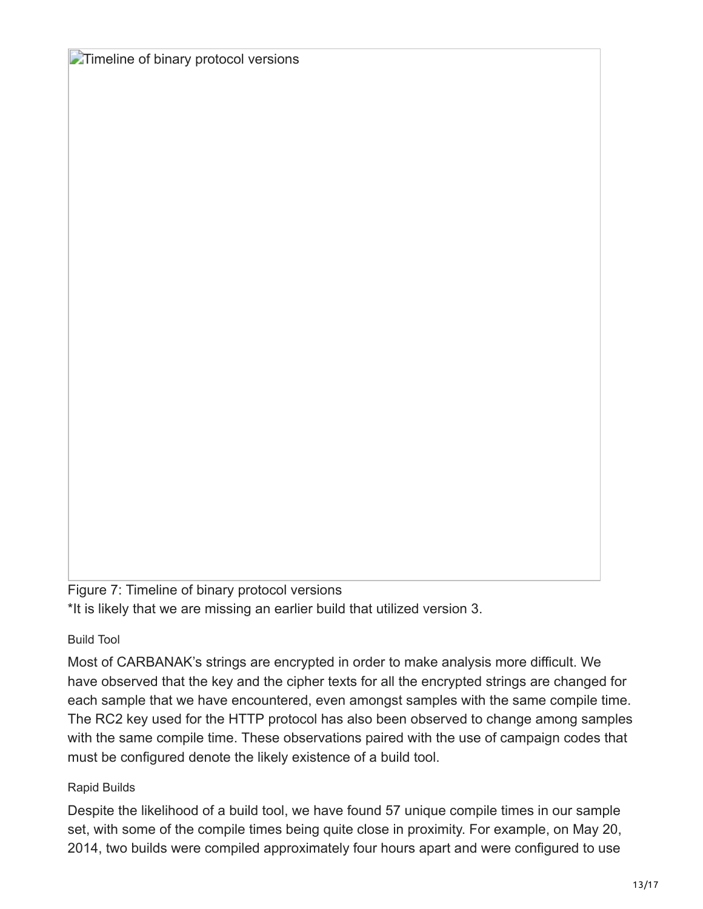Figure 7: Timeline of binary protocol versions
*It is likely that we are missing an earlier build that utilized version 3.

### Build Tool

Most of CARBANAK's strings are encrypted in order to make analysis more difficult. We have observed that the key and the cipher texts for all the encrypted strings are changed for each sample that we have encountered, even amongst samples with the same compile time. The RC2 key used for the HTTP protocol has also been observed to change among samples with the same compile time. These observations paired with the use of campaign codes that must be configured denote the likely existence of a build tool.

### Rapid Builds

Despite the likelihood of a build tool, we have found 57 unique compile times in our sample set, with some of the compile times being quite close in proximity. For example, on May 20, 2014, two builds were compiled approximately four hours apart and were configured to use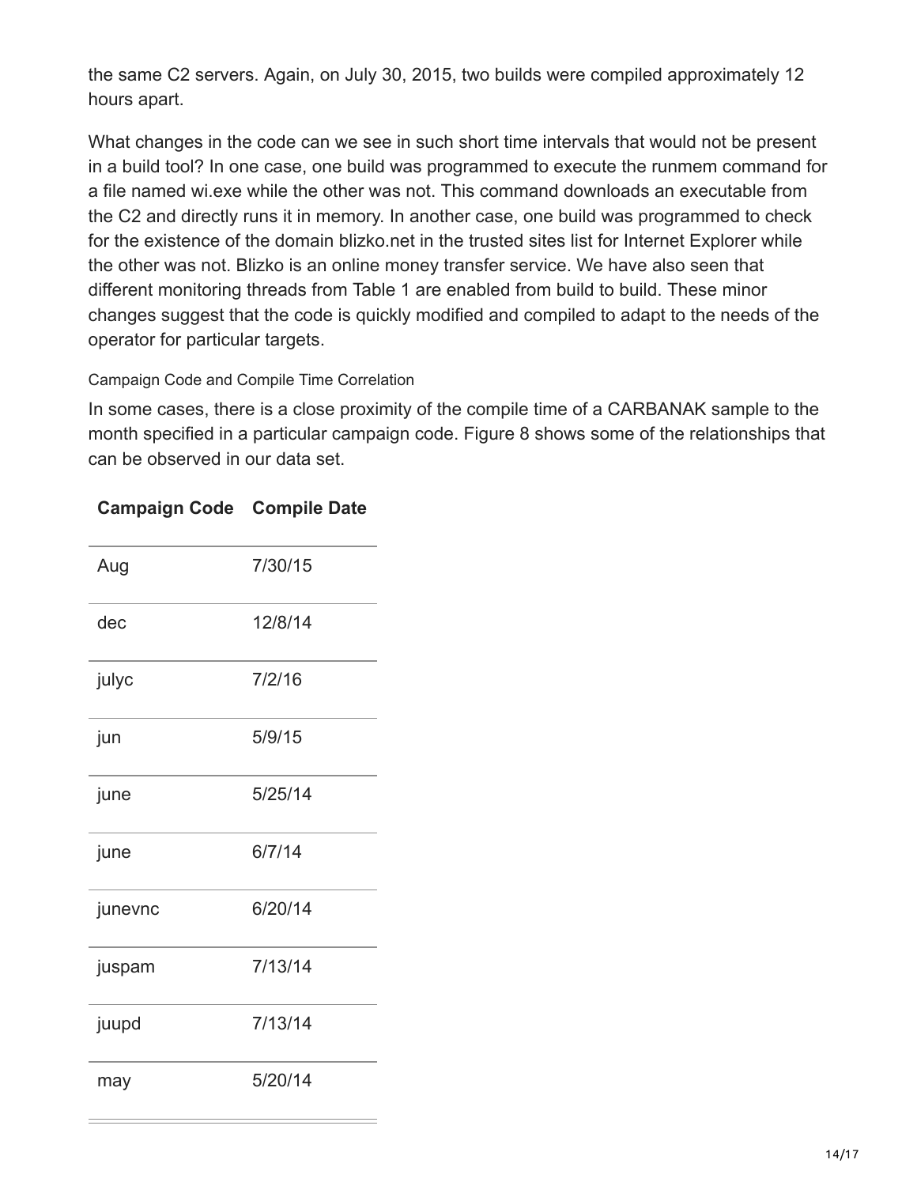the same C2 servers. Again, on July 30, 2015, two builds were compiled approximately 12 hours apart.

What changes in the code can we see in such short time intervals that would not be present in a build tool? In one case, one build was programmed to execute the runmem command for a file named wi.exe while the other was not. This command downloads an executable from the C2 and directly runs it in memory. In another case, one build was programmed to check for the existence of the domain blizko.net in the trusted sites list for Internet Explorer while the other was not. Blizko is an online money transfer service. We have also seen that different monitoring threads from Table 1 are enabled from build to build. These minor changes suggest that the code is quickly modified and compiled to adapt to the needs of the operator for particular targets.

### Campaign Code and Compile Time Correlation

In some cases, there is a close proximity of the compile time of a CARBANAK sample to the month specified in a particular campaign code. Figure 8 shows some of the relationships that can be observed in our data set.

| Campaign Code | Compile Date |
|---|---|
| Aug | 7/30/15 |
| dec | 12/8/14 |
| julyc | 7/2/16 |
| jun | 5/9/15 |
| june | 5/25/14 |
| june | 6/7/14 |
| junevnc | 6/20/14 |
| juspam | 7/13/14 |
| juupd | 7/13/14 |
| may | 5/20/14 |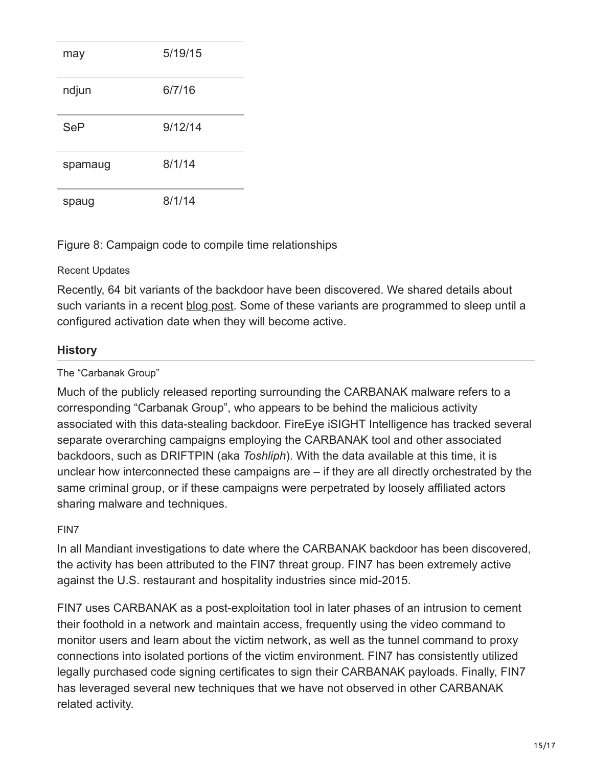| | |
|---|---|
| may | 5/19/15 |
| ndjun | 6/7/16 |
| SeP | 9/12/14 |
| spamaug | 8/1/14 |
| spaug | 8/1/14 |

Figure 8: Campaign code to compile time relationships

#### Recent Updates

Recently, 64 bit variants of the backdoor have been discovered. We shared details about such variants in a recent blog post. Some of these variants are programmed to sleep until a configured activation date when they will become active.

## History

#### The "Carbanak Group"

Much of the publicly released reporting surrounding the CARBANAK malware refers to a corresponding "Carbanak Group", who appears to be behind the malicious activity associated with this data-stealing backdoor. FireEye iSIGHT Intelligence has tracked several separate overarching campaigns employing the CARBANAK tool and other associated backdoors, such as DRIFTPIN (aka *Toshliph*). With the data available at this time, it is unclear how interconnected these campaigns are – if they are all directly orchestrated by the same criminal group, or if these campaigns were perpetrated by loosely affiliated actors sharing malware and techniques.

#### FIN7

In all Mandiant investigations to date where the CARBANAK backdoor has been discovered, the activity has been attributed to the FIN7 threat group. FIN7 has been extremely active against the U.S. restaurant and hospitality industries since mid-2015.

FIN7 uses CARBANAK as a post-exploitation tool in later phases of an intrusion to cement their foothold in a network and maintain access, frequently using the video command to monitor users and learn about the victim network, as well as the tunnel command to proxy connections into isolated portions of the victim environment. FIN7 has consistently utilized legally purchased code signing certificates to sign their CARBANAK payloads. Finally, FIN7 has leveraged several new techniques that we have not observed in other CARBANAK related activity.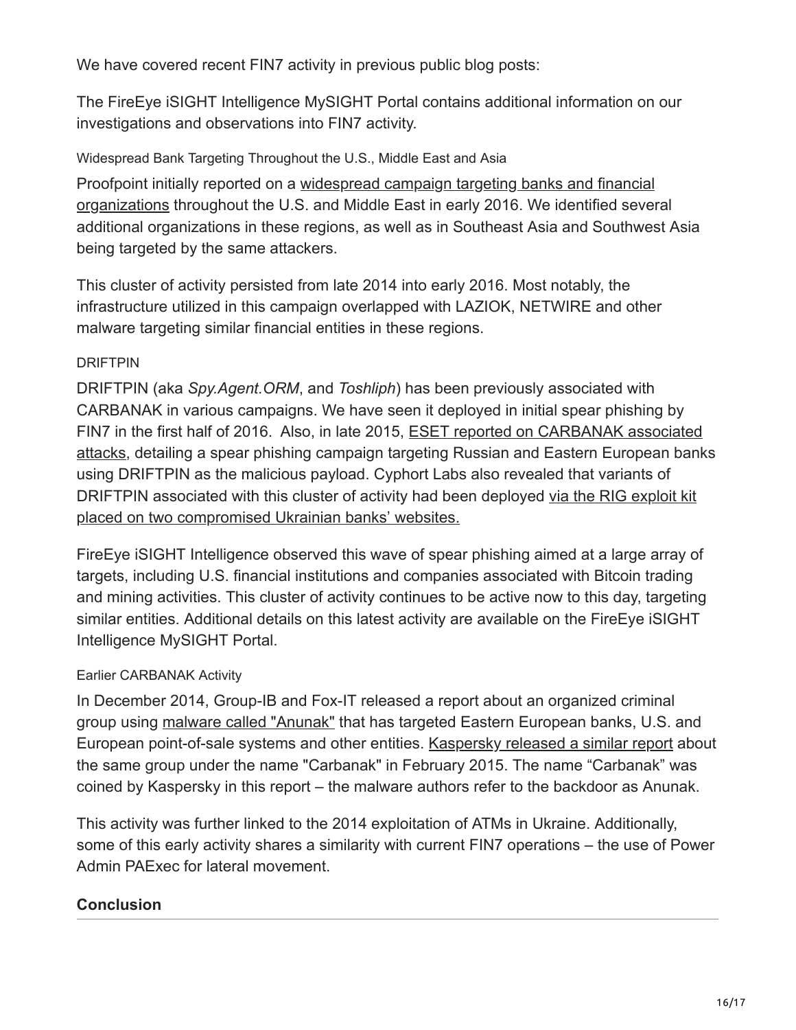We have covered recent FIN7 activity in previous public blog posts:

The FireEye iSIGHT Intelligence MySIGHT Portal contains additional information on our investigations and observations into FIN7 activity.

#### Widespread Bank Targeting Throughout the U.S., Middle East and Asia

Proofpoint initially reported on a widespread campaign targeting banks and financial organizations throughout the U.S. and Middle East in early 2016. We identified several additional organizations in these regions, as well as in Southeast Asia and Southwest Asia being targeted by the same attackers.

This cluster of activity persisted from late 2014 into early 2016. Most notably, the infrastructure utilized in this campaign overlapped with LAZIOK, NETWIRE and other malware targeting similar financial entities in these regions.

#### DRIFTPIN

DRIFTPIN (aka *Spy.Agent.ORM*, and *Toshliph*) has been previously associated with CARBANAK in various campaigns. We have seen it deployed in initial spear phishing by FIN7 in the first half of 2016. Also, in late 2015, ESET reported on CARBANAK associated attacks, detailing a spear phishing campaign targeting Russian and Eastern European banks using DRIFTPIN as the malicious payload. Cyphort Labs also revealed that variants of DRIFTPIN associated with this cluster of activity had been deployed via the RIG exploit kit placed on two compromised Ukrainian banks' websites.

FireEye iSIGHT Intelligence observed this wave of spear phishing aimed at a large array of targets, including U.S. financial institutions and companies associated with Bitcoin trading and mining activities. This cluster of activity continues to be active now to this day, targeting similar entities. Additional details on this latest activity are available on the FireEye iSIGHT Intelligence MySIGHT Portal.

#### Earlier CARBANAK Activity

In December 2014, Group-IB and Fox-IT released a report about an organized criminal group using malware called "Anunak" that has targeted Eastern European banks, U.S. and European point-of-sale systems and other entities. Kaspersky released a similar report about the same group under the name "Carbanak" in February 2015. The name "Carbanak" was coined by Kaspersky in this report – the malware authors refer to the backdoor as Anunak.

This activity was further linked to the 2014 exploitation of ATMs in Ukraine. Additionally, some of this early activity shares a similarity with current FIN7 operations – the use of Power Admin PAExec for lateral movement.

## Conclusion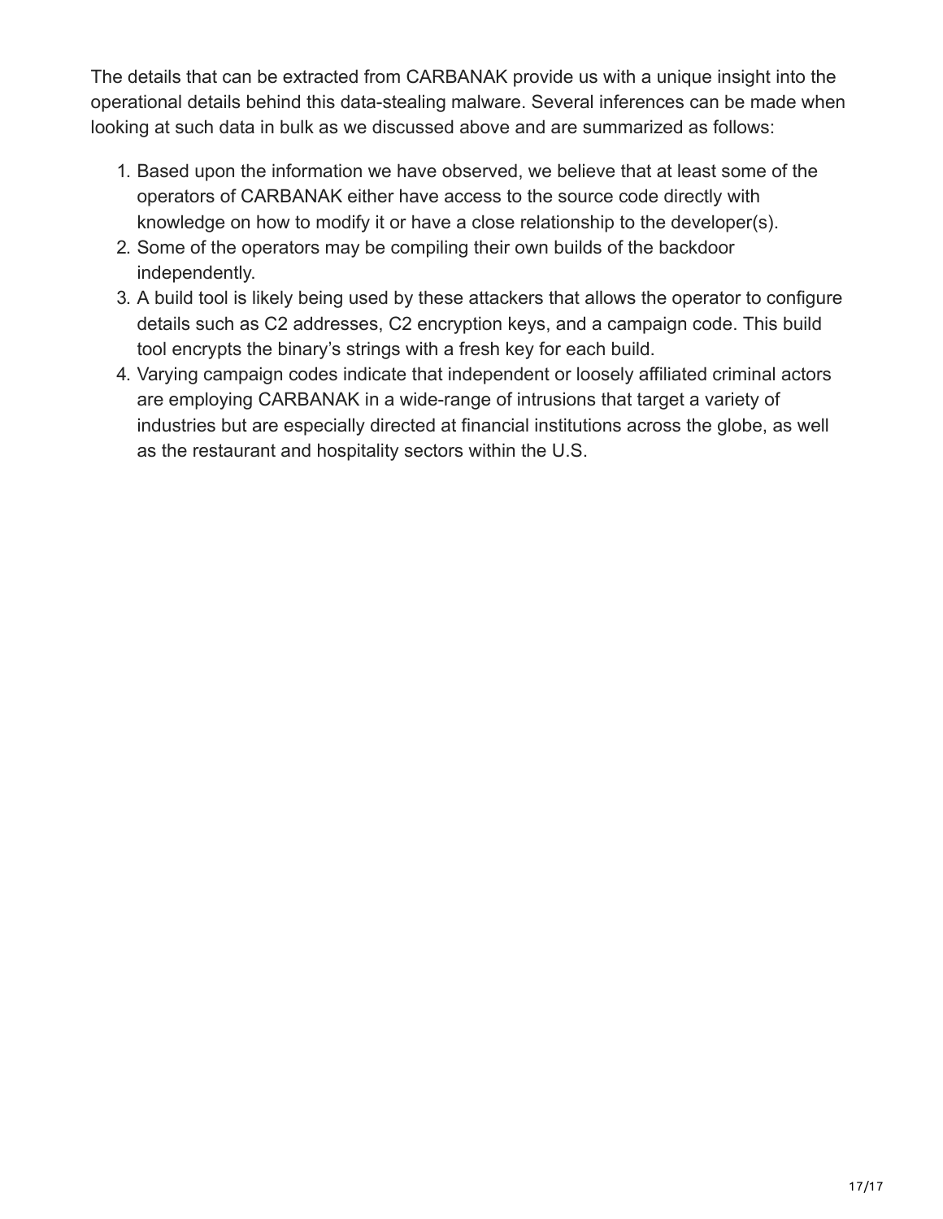The details that can be extracted from CARBANAK provide us with a unique insight into the operational details behind this data-stealing malware. Several inferences can be made when looking at such data in bulk as we discussed above and are summarized as follows:

1. Based upon the information we have observed, we believe that at least some of the operators of CARBANAK either have access to the source code directly with knowledge on how to modify it or have a close relationship to the developer(s).
2. Some of the operators may be compiling their own builds of the backdoor independently.
3. A build tool is likely being used by these attackers that allows the operator to configure details such as C2 addresses, C2 encryption keys, and a campaign code. This build tool encrypts the binary's strings with a fresh key for each build.
4. Varying campaign codes indicate that independent or loosely affiliated criminal actors are employing CARBANAK in a wide-range of intrusions that target a variety of industries but are especially directed at financial institutions across the globe, as well as the restaurant and hospitality sectors within the U.S.